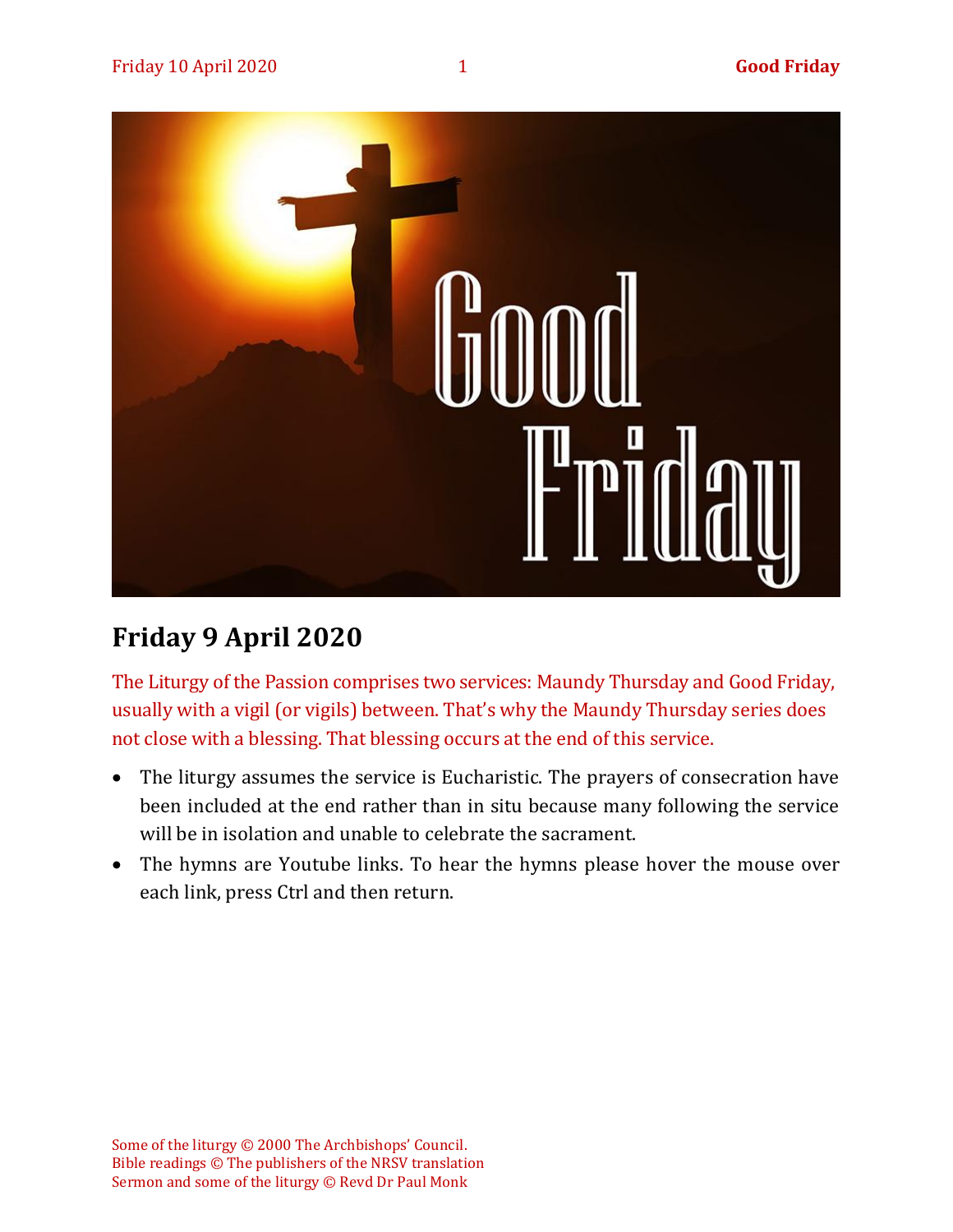## Friday 9 April 2020

The Liturgy of the Passion comprises two services: Maundy Thursday and Good Friday, usually with a vigil (or vigils) between. That's why the Maundy Thursday series does not close with a blessing. That blessing occurs at the end of this service.

- The liturgy assumes the service is Eucharistic. The prayers of consecration have been included at the end rather than in situ because many following the service will be in isolation and unable to celebrate the sacrament.
- The hymns are Youtube links. To hear the hymns please hover the mouse over each link, press Ctrl and then return.

Some of the liturgy © 2000 The Archbishops' Council.
Bible readings © The publishers of the NRSV translation
Sermon and some of the liturgy © Revd Dr Paul Monk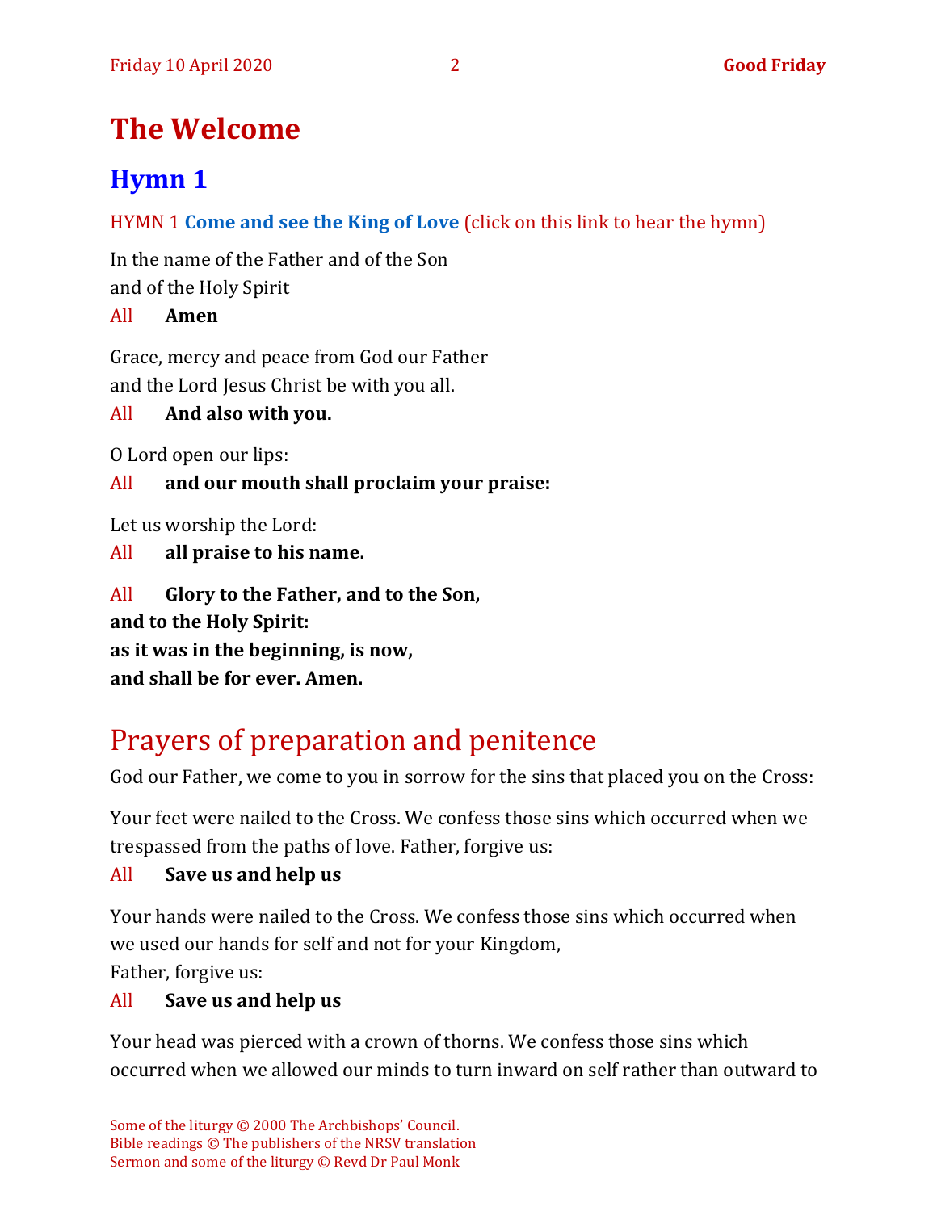# The Welcome

## Hymn 1

HYMN 1 **Come and see the King of Love** (click on this link to hear the hymn)

In the name of the Father and of the Son
and of the Holy Spirit

All **Amen**

Grace, mercy and peace from God our Father
and the Lord Jesus Christ be with you all.

All **And also with you.**

O Lord open our lips:

All **and our mouth shall proclaim your praise:**

Let us worship the Lord:

All **all praise to his name.**

All **Glory to the Father, and to the Son,**
**and to the Holy Spirit:**
**as it was in the beginning, is now,**
**and shall be for ever. Amen.**

# Prayers of preparation and penitence

God our Father, we come to you in sorrow for the sins that placed you on the Cross:

Your feet were nailed to the Cross. We confess those sins which occurred when we trespassed from the paths of love. Father, forgive us:

All **Save us and help us**

Your hands were nailed to the Cross. We confess those sins which occurred when we used our hands for self and not for your Kingdom,
Father, forgive us:

All **Save us and help us**

Your head was pierced with a crown of thorns. We confess those sins which occurred when we allowed our minds to turn inward on self rather than outward to

Some of the liturgy © 2000 The Archbishops' Council.
Bible readings © The publishers of the NRSV translation
Sermon and some of the liturgy © Revd Dr Paul Monk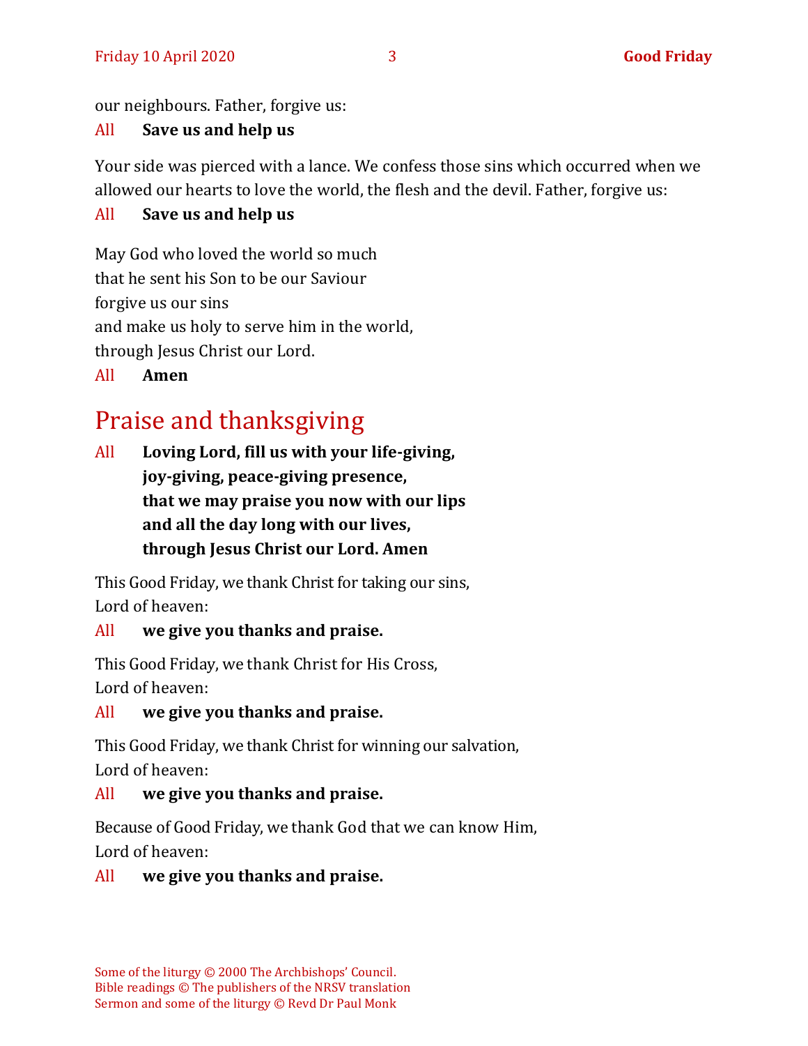our neighbours. Father, forgive us:

All **Save us and help us**

Your side was pierced with a lance. We confess those sins which occurred when we allowed our hearts to love the world, the flesh and the devil. Father, forgive us:

All **Save us and help us**

May God who loved the world so much
that he sent his Son to be our Saviour
forgive us our sins
and make us holy to serve him in the world,
through Jesus Christ our Lord.

All **Amen**

# Praise and thanksgiving

All **Loving Lord, fill us with your life-giving,**
**joy-giving, peace-giving presence,**
**that we may praise you now with our lips**
**and all the day long with our lives,**
**through Jesus Christ our Lord. Amen**

This Good Friday, we thank Christ for taking our sins,
Lord of heaven:

All **we give you thanks and praise.**

This Good Friday, we thank Christ for His Cross,
Lord of heaven:

All **we give you thanks and praise.**

This Good Friday, we thank Christ for winning our salvation,
Lord of heaven:

All **we give you thanks and praise.**

Because of Good Friday, we thank God that we can know Him,
Lord of heaven:

All **we give you thanks and praise.**

Some of the liturgy © 2000 The Archbishops' Council.
Bible readings © The publishers of the NRSV translation
Sermon and some of the liturgy © Revd Dr Paul Monk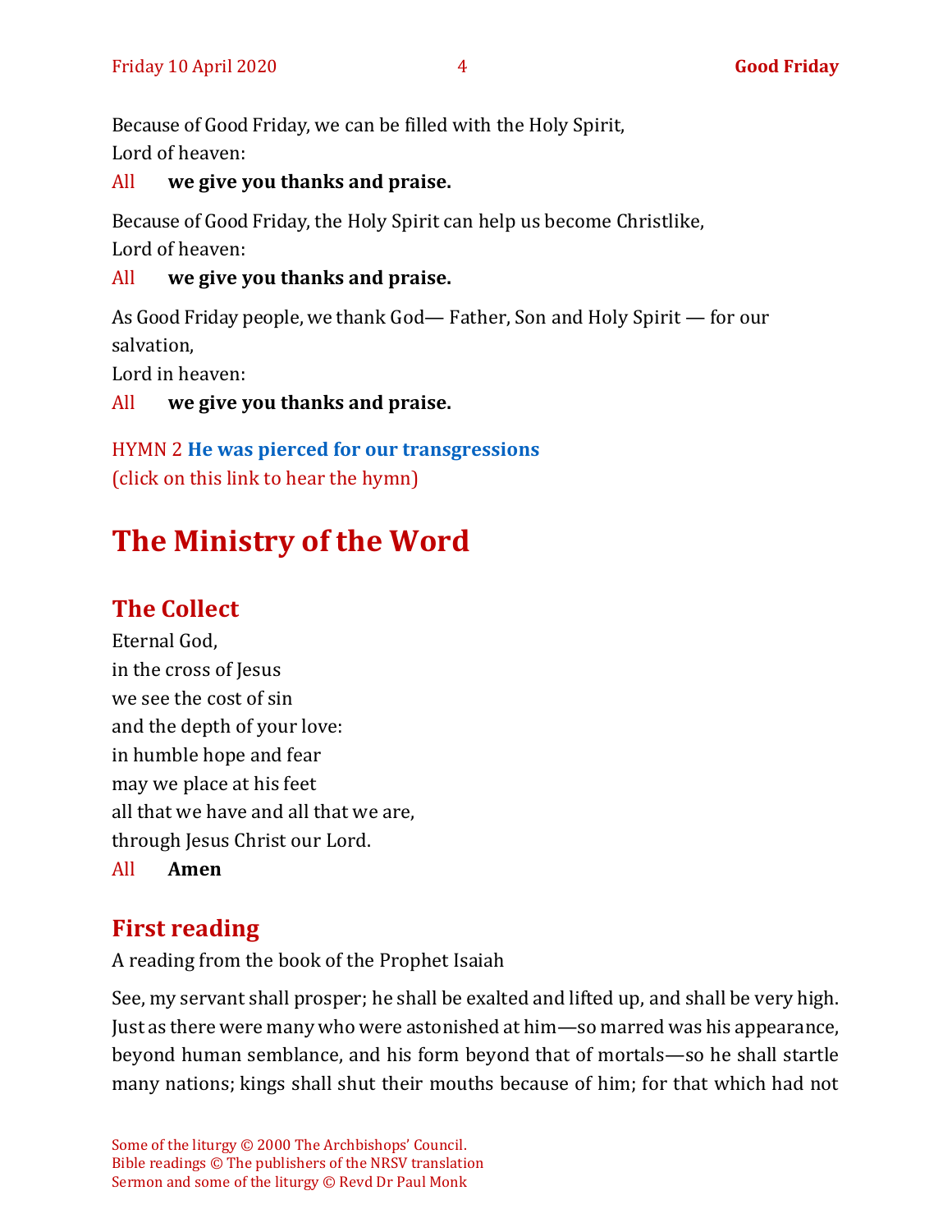Because of Good Friday, we can be filled with the Holy Spirit,
Lord of heaven:

All **we give you thanks and praise.**

Because of Good Friday, the Holy Spirit can help us become Christlike,
Lord of heaven:

All **we give you thanks and praise.**

As Good Friday people, we thank God— Father, Son and Holy Spirit — for our salvation,
Lord in heaven:

All **we give you thanks and praise.**

HYMN 2 **He was pierced for our transgressions**
(click on this link to hear the hymn)

# The Ministry of the Word

## The Collect

Eternal God,
in the cross of Jesus
we see the cost of sin
and the depth of your love:
in humble hope and fear
may we place at his feet
all that we have and all that we are,
through Jesus Christ our Lord.

All **Amen**

## First reading

A reading from the book of the Prophet Isaiah

See, my servant shall prosper; he shall be exalted and lifted up, and shall be very high. Just as there were many who were astonished at him—so marred was his appearance, beyond human semblance, and his form beyond that of mortals—so he shall startle many nations; kings shall shut their mouths because of him; for that which had not

Some of the liturgy © 2000 The Archbishops' Council.
Bible readings © The publishers of the NRSV translation
Sermon and some of the liturgy © Revd Dr Paul Monk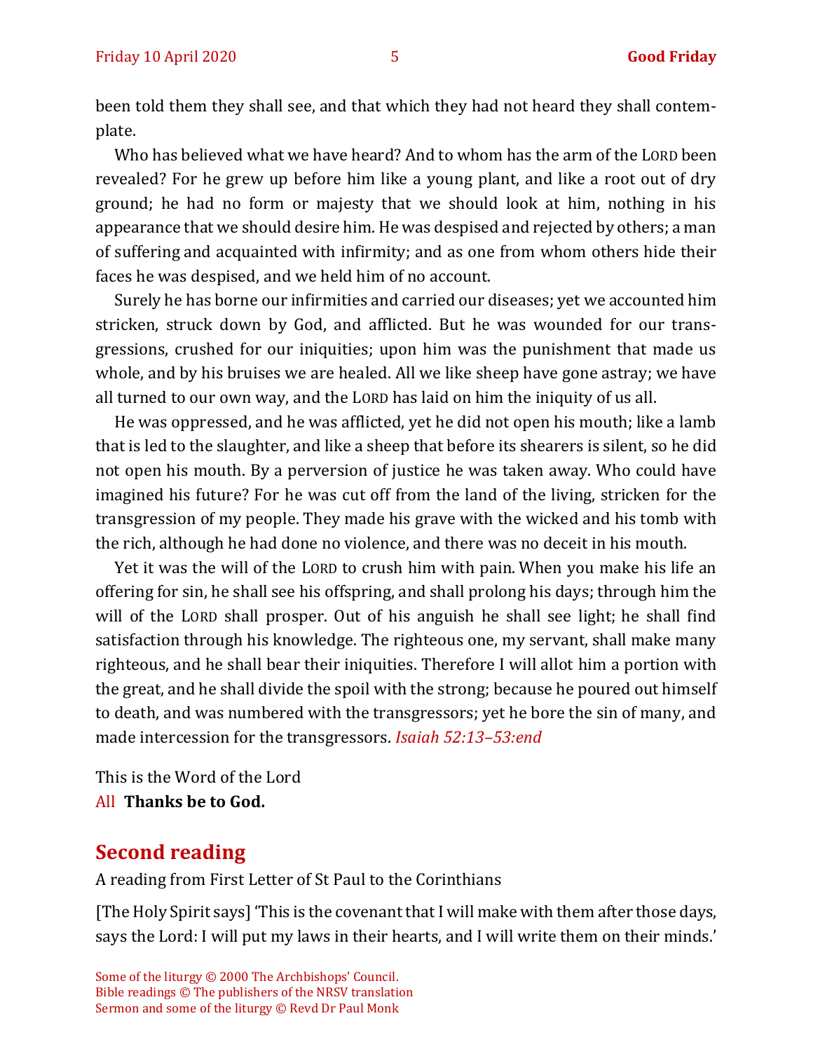been told them they shall see, and that which they had not heard they shall contemplate.

Who has believed what we have heard? And to whom has the arm of the LORD been revealed? For he grew up before him like a young plant, and like a root out of dry ground; he had no form or majesty that we should look at him, nothing in his appearance that we should desire him. He was despised and rejected by others; a man of suffering and acquainted with infirmity; and as one from whom others hide their faces he was despised, and we held him of no account.

Surely he has borne our infirmities and carried our diseases; yet we accounted him stricken, struck down by God, and afflicted. But he was wounded for our transgressions, crushed for our iniquities; upon him was the punishment that made us whole, and by his bruises we are healed. All we like sheep have gone astray; we have all turned to our own way, and the LORD has laid on him the iniquity of us all.

He was oppressed, and he was afflicted, yet he did not open his mouth; like a lamb that is led to the slaughter, and like a sheep that before its shearers is silent, so he did not open his mouth. By a perversion of justice he was taken away. Who could have imagined his future? For he was cut off from the land of the living, stricken for the transgression of my people. They made his grave with the wicked and his tomb with the rich, although he had done no violence, and there was no deceit in his mouth.

Yet it was the will of the LORD to crush him with pain. When you make his life an offering for sin, he shall see his offspring, and shall prolong his days; through him the will of the LORD shall prosper. Out of his anguish he shall see light; he shall find satisfaction through his knowledge. The righteous one, my servant, shall make many righteous, and he shall bear their iniquities. Therefore I will allot him a portion with the great, and he shall divide the spoil with the strong; because he poured out himself to death, and was numbered with the transgressors; yet he bore the sin of many, and made intercession for the transgressors. *Isaiah 52:13–53:end*

This is the Word of the Lord
All **Thanks be to God.**

## Second reading

A reading from First Letter of St Paul to the Corinthians

[The Holy Spirit says] 'This is the covenant that I will make with them after those days, says the Lord: I will put my laws in their hearts, and I will write them on their minds.'

Some of the liturgy © 2000 The Archbishops' Council.
Bible readings © The publishers of the NRSV translation
Sermon and some of the liturgy © Revd Dr Paul Monk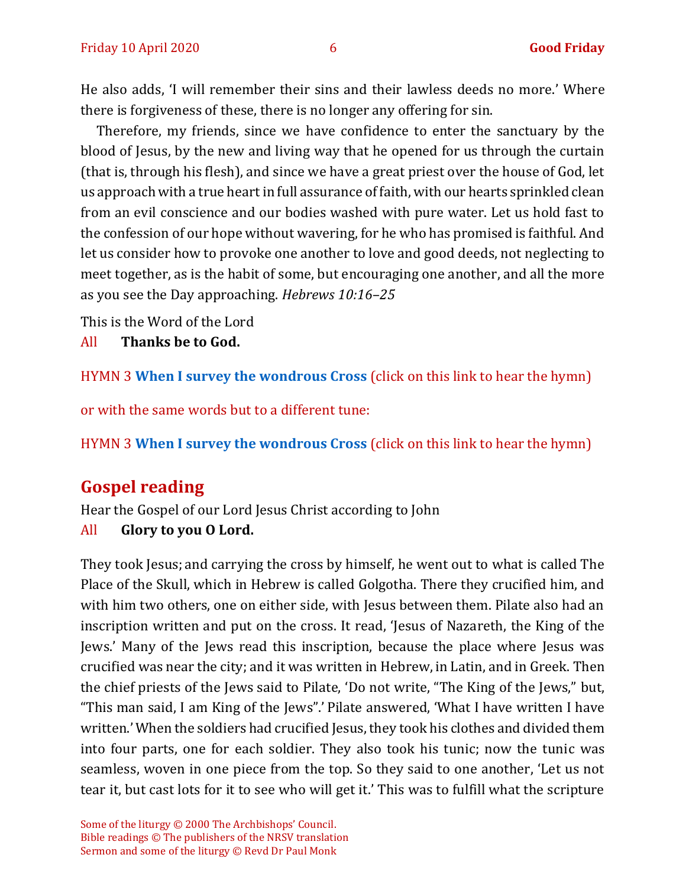He also adds, 'I will remember their sins and their lawless deeds no more.' Where there is forgiveness of these, there is no longer any offering for sin.

Therefore, my friends, since we have confidence to enter the sanctuary by the blood of Jesus, by the new and living way that he opened for us through the curtain (that is, through his flesh), and since we have a great priest over the house of God, let us approach with a true heart in full assurance of faith, with our hearts sprinkled clean from an evil conscience and our bodies washed with pure water. Let us hold fast to the confession of our hope without wavering, for he who has promised is faithful. And let us consider how to provoke one another to love and good deeds, not neglecting to meet together, as is the habit of some, but encouraging one another, and all the more as you see the Day approaching. *Hebrews 10:16–25*

This is the Word of the Lord

All **Thanks be to God.**

HYMN 3 **When I survey the wondrous Cross** (click on this link to hear the hymn)

or with the same words but to a different tune:

HYMN 3 **When I survey the wondrous Cross** (click on this link to hear the hymn)

## Gospel reading

Hear the Gospel of our Lord Jesus Christ according to John

All **Glory to you O Lord.**

They took Jesus; and carrying the cross by himself, he went out to what is called The Place of the Skull, which in Hebrew is called Golgotha. There they crucified him, and with him two others, one on either side, with Jesus between them. Pilate also had an inscription written and put on the cross. It read, 'Jesus of Nazareth, the King of the Jews.' Many of the Jews read this inscription, because the place where Jesus was crucified was near the city; and it was written in Hebrew, in Latin, and in Greek. Then the chief priests of the Jews said to Pilate, 'Do not write, "The King of the Jews," but, "This man said, I am King of the Jews".' Pilate answered, 'What I have written I have written.' When the soldiers had crucified Jesus, they took his clothes and divided them into four parts, one for each soldier. They also took his tunic; now the tunic was seamless, woven in one piece from the top. So they said to one another, 'Let us not tear it, but cast lots for it to see who will get it.' This was to fulfill what the scripture

Some of the liturgy © 2000 The Archbishops' Council.
Bible readings © The publishers of the NRSV translation
Sermon and some of the liturgy © Revd Dr Paul Monk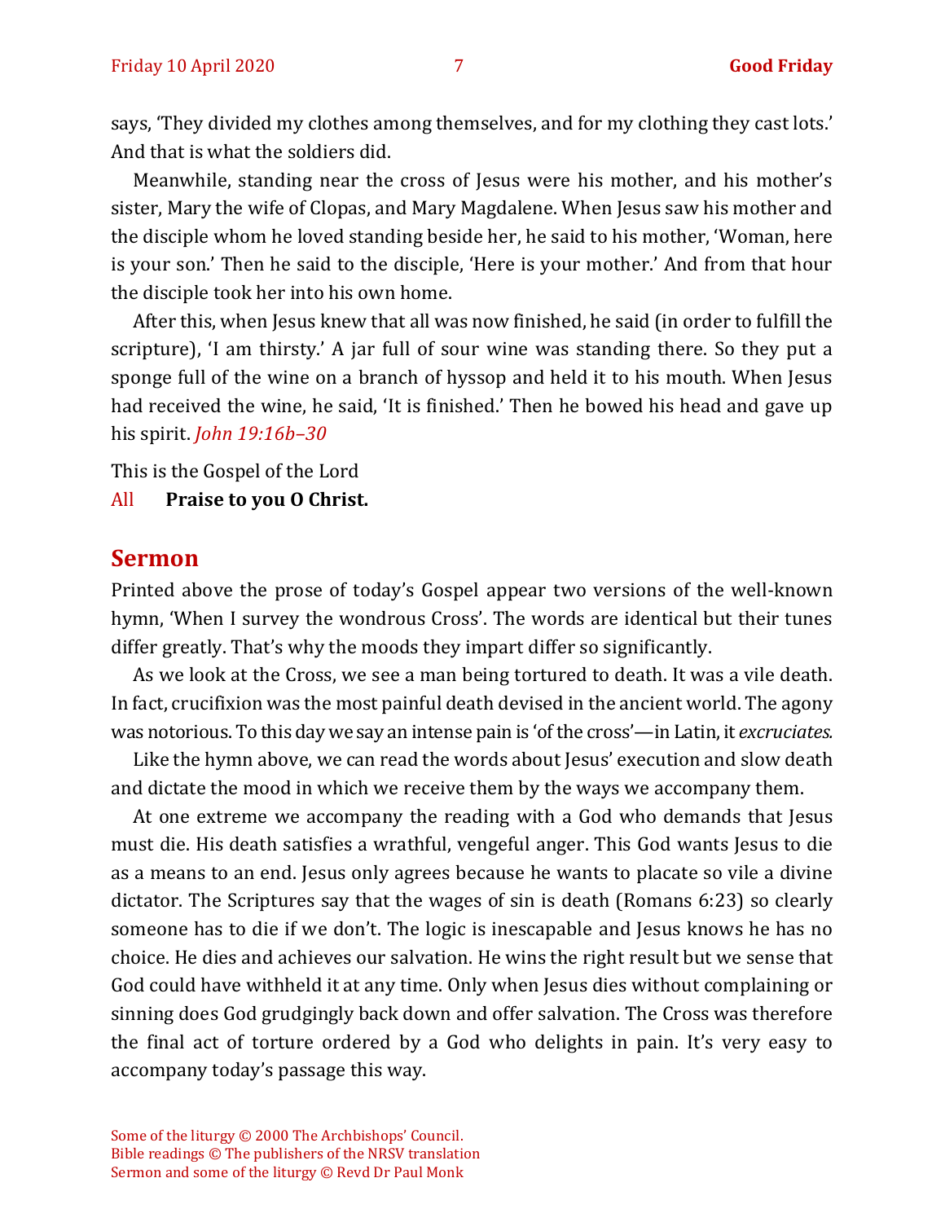says, 'They divided my clothes among themselves, and for my clothing they cast lots.' And that is what the soldiers did.

Meanwhile, standing near the cross of Jesus were his mother, and his mother's sister, Mary the wife of Clopas, and Mary Magdalene. When Jesus saw his mother and the disciple whom he loved standing beside her, he said to his mother, 'Woman, here is your son.' Then he said to the disciple, 'Here is your mother.' And from that hour the disciple took her into his own home.

After this, when Jesus knew that all was now finished, he said (in order to fulfill the scripture), 'I am thirsty.' A jar full of sour wine was standing there. So they put a sponge full of the wine on a branch of hyssop and held it to his mouth. When Jesus had received the wine, he said, 'It is finished.' Then he bowed his head and gave up his spirit. *John 19:16b–30*

This is the Gospel of the Lord

All **Praise to you O Christ.**

## Sermon

Printed above the prose of today's Gospel appear two versions of the well-known hymn, 'When I survey the wondrous Cross'. The words are identical but their tunes differ greatly. That's why the moods they impart differ so significantly.

As we look at the Cross, we see a man being tortured to death. It was a vile death. In fact, crucifixion was the most painful death devised in the ancient world. The agony was notorious. To this day we say an intense pain is 'of the cross'—in Latin, it *excruciates.*

Like the hymn above, we can read the words about Jesus' execution and slow death and dictate the mood in which we receive them by the ways we accompany them.

At one extreme we accompany the reading with a God who demands that Jesus must die. His death satisfies a wrathful, vengeful anger. This God wants Jesus to die as a means to an end. Jesus only agrees because he wants to placate so vile a divine dictator. The Scriptures say that the wages of sin is death (Romans 6:23) so clearly someone has to die if we don't. The logic is inescapable and Jesus knows he has no choice. He dies and achieves our salvation. He wins the right result but we sense that God could have withheld it at any time. Only when Jesus dies without complaining or sinning does God grudgingly back down and offer salvation. The Cross was therefore the final act of torture ordered by a God who delights in pain. It's very easy to accompany today's passage this way.

Some of the liturgy © 2000 The Archbishops' Council.
Bible readings © The publishers of the NRSV translation
Sermon and some of the liturgy © Revd Dr Paul Monk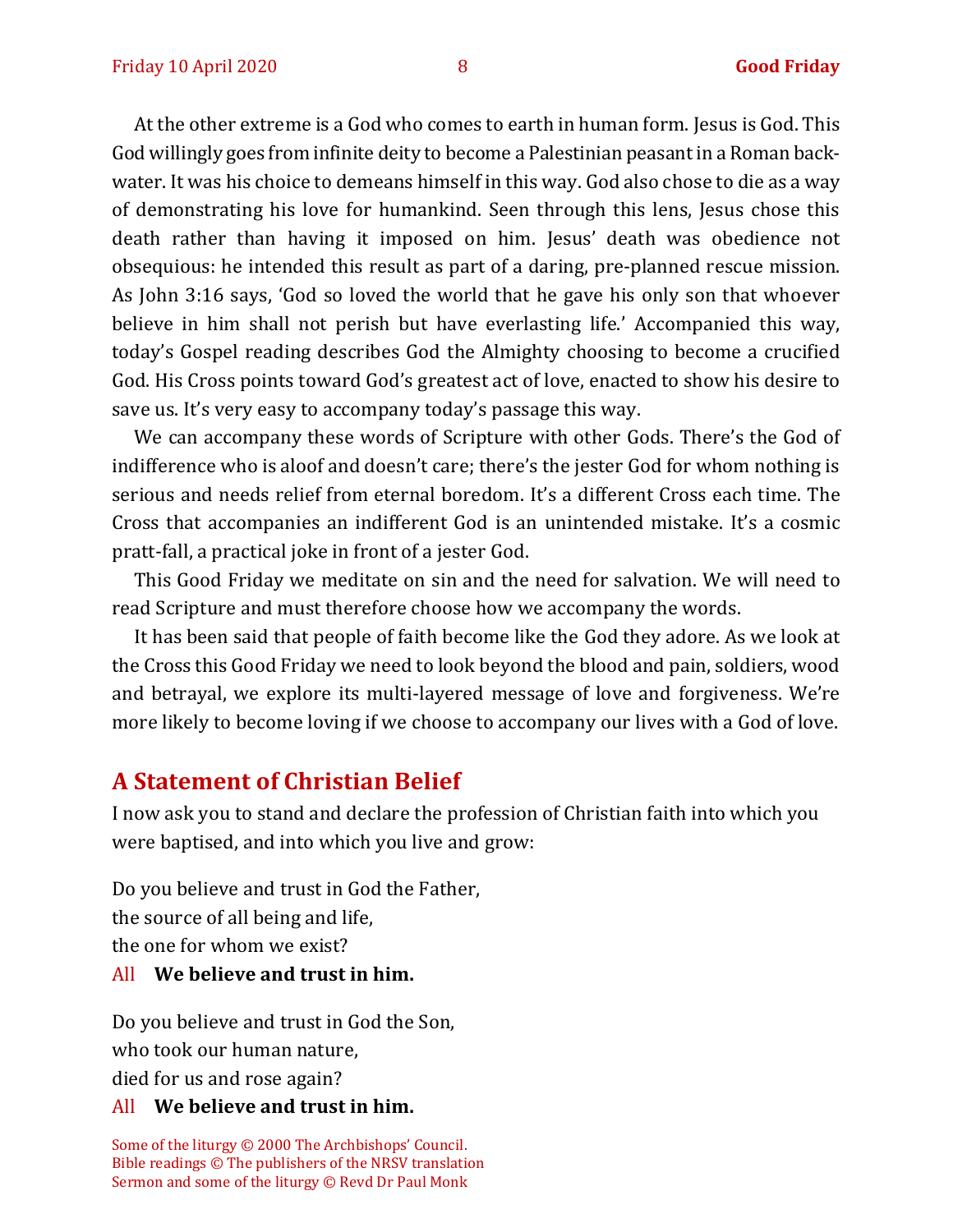At the other extreme is a God who comes to earth in human form. Jesus is God. This God willingly goes from infinite deity to become a Palestinian peasant in a Roman back-water. It was his choice to demeans himself in this way. God also chose to die as a way of demonstrating his love for humankind. Seen through this lens, Jesus chose this death rather than having it imposed on him. Jesus' death was obedience not obsequious: he intended this result as part of a daring, pre-planned rescue mission. As John 3:16 says, 'God so loved the world that he gave his only son that whoever believe in him shall not perish but have everlasting life.' Accompanied this way, today's Gospel reading describes God the Almighty choosing to become a crucified God. His Cross points toward God's greatest act of love, enacted to show his desire to save us. It's very easy to accompany today's passage this way.

We can accompany these words of Scripture with other Gods. There's the God of indifference who is aloof and doesn't care; there's the jester God for whom nothing is serious and needs relief from eternal boredom. It's a different Cross each time. The Cross that accompanies an indifferent God is an unintended mistake. It's a cosmic pratt-fall, a practical joke in front of a jester God.

This Good Friday we meditate on sin and the need for salvation. We will need to read Scripture and must therefore choose how we accompany the words.

It has been said that people of faith become like the God they adore. As we look at the Cross this Good Friday we need to look beyond the blood and pain, soldiers, wood and betrayal, we explore its multi-layered message of love and forgiveness. We're more likely to become loving if we choose to accompany our lives with a God of love.

## A Statement of Christian Belief

I now ask you to stand and declare the profession of Christian faith into which you were baptised, and into which you live and grow:

Do you believe and trust in God the Father,
the source of all being and life,
the one for whom we exist?

All **We believe and trust in him.**

Do you believe and trust in God the Son,
who took our human nature,
died for us and rose again?

All **We believe and trust in him.**

Some of the liturgy © 2000 The Archbishops' Council.
Bible readings © The publishers of the NRSV translation
Sermon and some of the liturgy © Revd Dr Paul Monk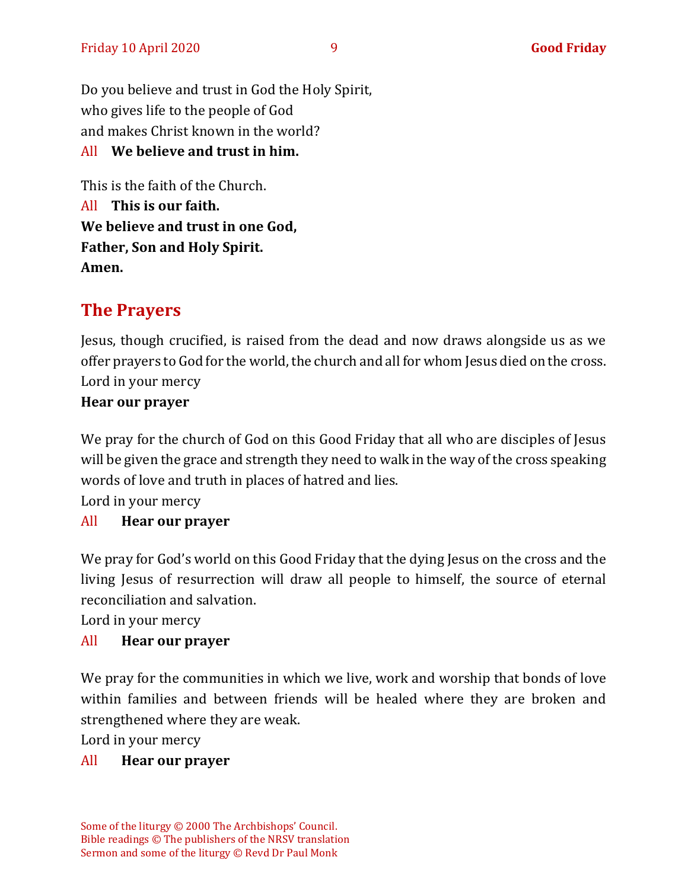Do you believe and trust in God the Holy Spirit,
who gives life to the people of God
and makes Christ known in the world?

All **We believe and trust in him.**

This is the faith of the Church.

All **This is our faith.**
**We believe and trust in one God,**
**Father, Son and Holy Spirit.**
**Amen.**

## The Prayers

Jesus, though crucified, is raised from the dead and now draws alongside us as we offer prayers to God for the world, the church and all for whom Jesus died on the cross.
Lord in your mercy
**Hear our prayer**

We pray for the church of God on this Good Friday that all who are disciples of Jesus will be given the grace and strength they need to walk in the way of the cross speaking words of love and truth in places of hatred and lies.
Lord in your mercy

All **Hear our prayer**

We pray for God's world on this Good Friday that the dying Jesus on the cross and the living Jesus of resurrection will draw all people to himself, the source of eternal reconciliation and salvation.
Lord in your mercy

All **Hear our prayer**

We pray for the communities in which we live, work and worship that bonds of love within families and between friends will be healed where they are broken and strengthened where they are weak.
Lord in your mercy

All **Hear our prayer**

Some of the liturgy © 2000 The Archbishops' Council.
Bible readings © The publishers of the NRSV translation
Sermon and some of the liturgy © Revd Dr Paul Monk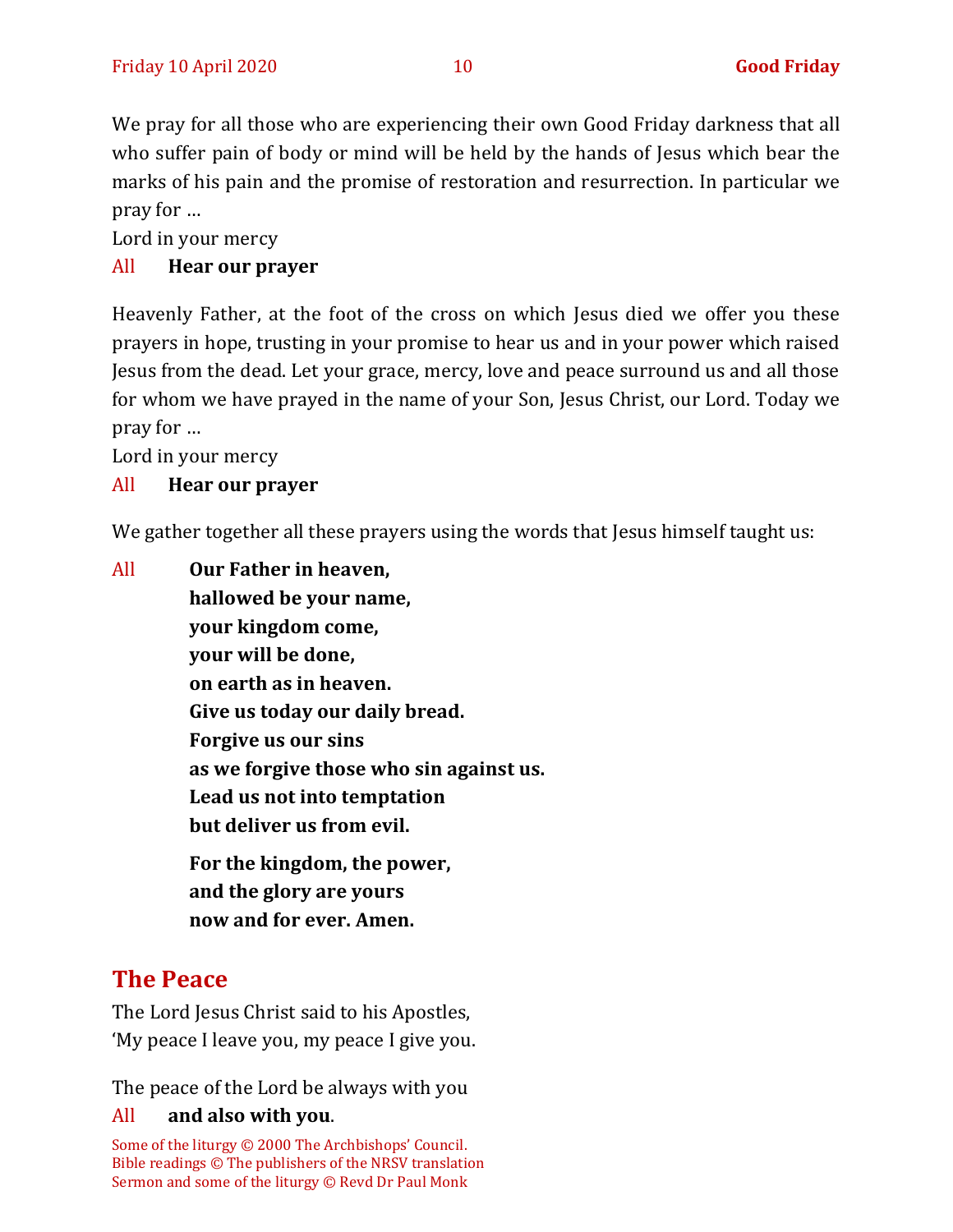We pray for all those who are experiencing their own Good Friday darkness that all who suffer pain of body or mind will be held by the hands of Jesus which bear the marks of his pain and the promise of restoration and resurrection. In particular we pray for …

Lord in your mercy

All **Hear our prayer**

Heavenly Father, at the foot of the cross on which Jesus died we offer you these prayers in hope, trusting in your promise to hear us and in your power which raised Jesus from the dead. Let your grace, mercy, love and peace surround us and all those for whom we have prayed in the name of your Son, Jesus Christ, our Lord. Today we pray for …

Lord in your mercy

All **Hear our prayer**

We gather together all these prayers using the words that Jesus himself taught us:

All **Our Father in heaven,**
**hallowed be your name,**
**your kingdom come,**
**your will be done,**
**on earth as in heaven.**
**Give us today our daily bread.**
**Forgive us our sins**
**as we forgive those who sin against us.**
**Lead us not into temptation**
**but deliver us from evil.**

**For the kingdom, the power,**
**and the glory are yours**
**now and for ever. Amen.**

## The Peace

The Lord Jesus Christ said to his Apostles,
'My peace I leave you, my peace I give you.

The peace of the Lord be always with you

All **and also with you**.

Some of the liturgy © 2000 The Archbishops' Council.
Bible readings © The publishers of the NRSV translation
Sermon and some of the liturgy © Revd Dr Paul Monk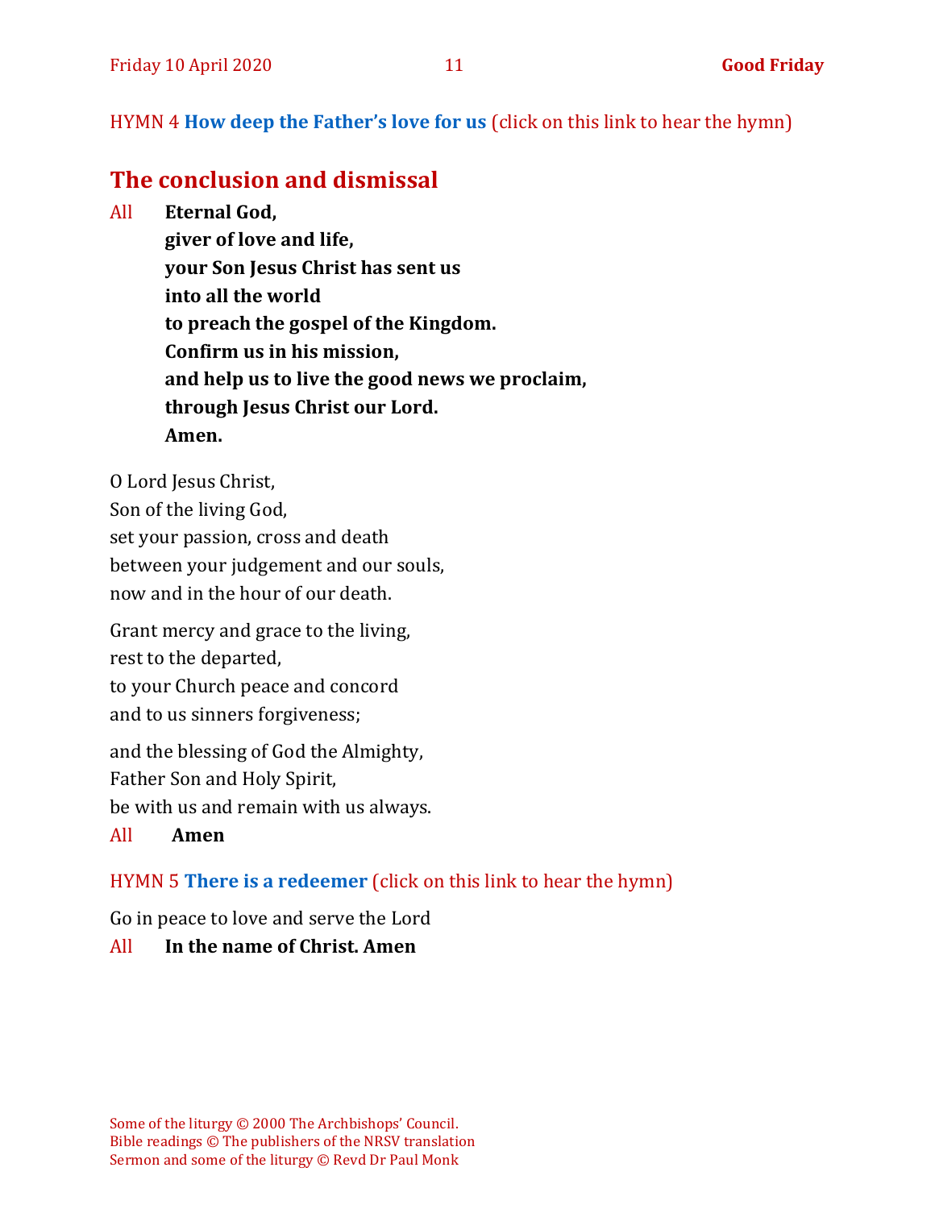HYMN 4 **How deep the Father's love for us** (click on this link to hear the hymn)

## The conclusion and dismissal

All **Eternal God,**
**giver of love and life,**
**your Son Jesus Christ has sent us**
**into all the world**
**to preach the gospel of the Kingdom.**
**Confirm us in his mission,**
**and help us to live the good news we proclaim,**
**through Jesus Christ our Lord.**
**Amen.**

O Lord Jesus Christ,
Son of the living God,
set your passion, cross and death
between your judgement and our souls,
now and in the hour of our death.

Grant mercy and grace to the living,
rest to the departed,
to your Church peace and concord
and to us sinners forgiveness;

and the blessing of God the Almighty,
Father Son and Holy Spirit,
be with us and remain with us always.

All **Amen**

HYMN 5 **There is a redeemer** (click on this link to hear the hymn)

Go in peace to love and serve the Lord

All **In the name of Christ. Amen**

Some of the liturgy © 2000 The Archbishops' Council.
Bible readings © The publishers of the NRSV translation
Sermon and some of the liturgy © Revd Dr Paul Monk